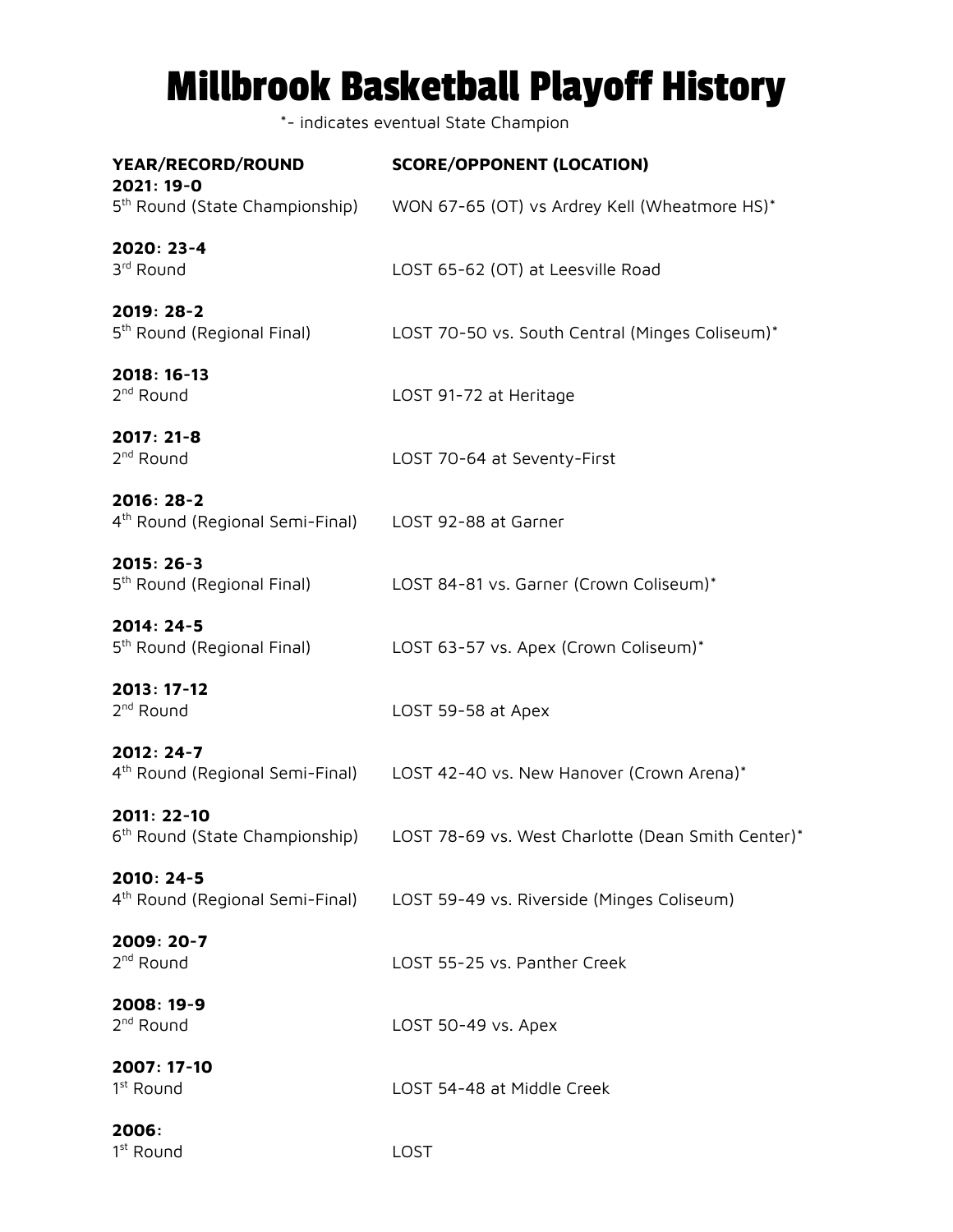# Millbrook Basketball Playoff History

*- indicates eventual State Champion

| YEAR/RECORD/ROUND | SCORE/OPPONENT (LOCATION) |
|---|---|
| **2021: 19-0**<br>5th Round (State Championship) | WON 67-65 (OT) vs Ardrey Kell (Wheatmore HS)* |
| **2020: 23-4**<br>3rd Round | LOST 65-62 (OT) at Leesville Road |
| **2019: 28-2**<br>5th Round (Regional Final) | LOST 70-50 vs. South Central (Minges Coliseum)* |
| **2018: 16-13**<br>2nd Round | LOST 91-72 at Heritage |
| **2017: 21-8**<br>2nd Round | LOST 70-64 at Seventy-First |
| **2016: 28-2**<br>4th Round (Regional Semi-Final) | LOST 92-88 at Garner |
| **2015: 26-3**<br>5th Round (Regional Final) | LOST 84-81 vs. Garner (Crown Coliseum)* |
| **2014: 24-5**<br>5th Round (Regional Final) | LOST 63-57 vs. Apex (Crown Coliseum)* |
| **2013: 17-12**<br>2nd Round | LOST 59-58 at Apex |
| **2012: 24-7**<br>4th Round (Regional Semi-Final) | LOST 42-40 vs. New Hanover (Crown Arena)* |
| **2011: 22-10**<br>6th Round (State Championship) | LOST 78-69 vs. West Charlotte (Dean Smith Center)* |
| **2010: 24-5**<br>4th Round (Regional Semi-Final) | LOST 59-49 vs. Riverside (Minges Coliseum) |
| **2009: 20-7**<br>2nd Round | LOST 55-25 vs. Panther Creek |
| **2008: 19-9**<br>2nd Round | LOST 50-49 vs. Apex |
| **2007: 17-10**<br>1st Round | LOST 54-48 at Middle Creek |
| **2006:**<br>1st Round | LOST |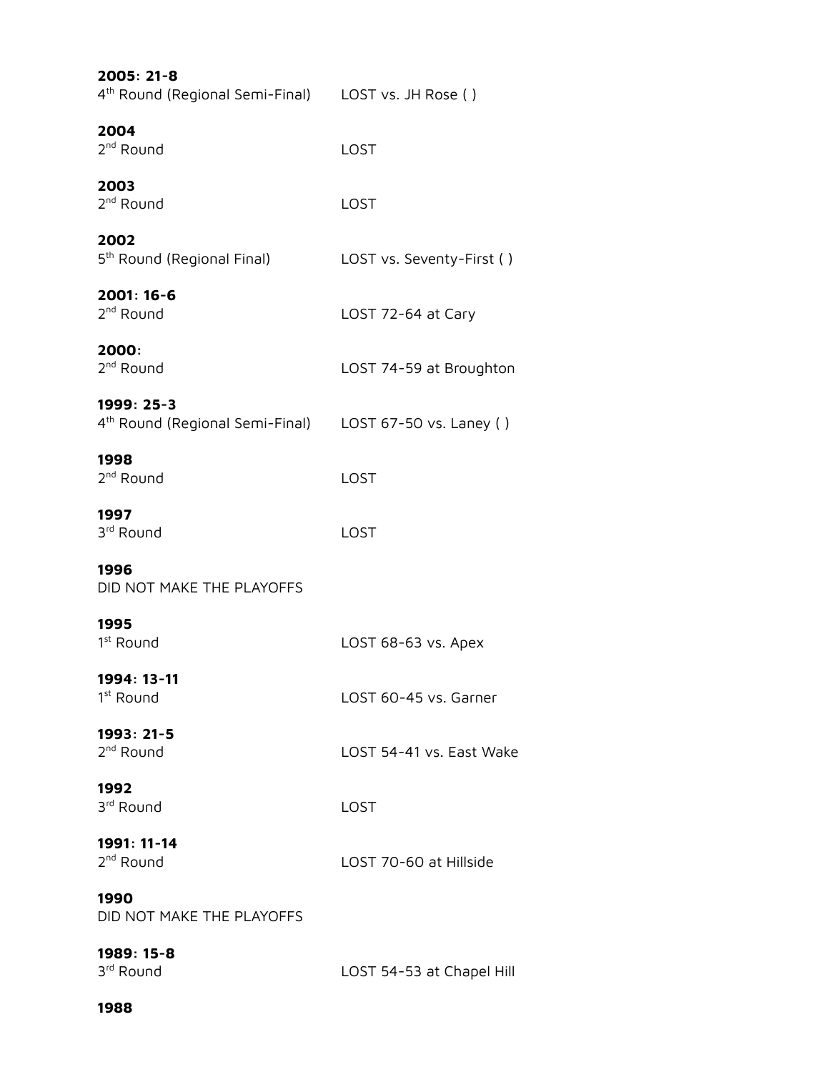**2005: 21-8**
4th Round (Regional Semi-Final) LOST vs. JH Rose ( )

**2004**
2nd Round LOST

**2003**
2nd Round LOST

**2002**
5th Round (Regional Final) LOST vs. Seventy-First ( )

**2001: 16-6**
2nd Round LOST 72-64 at Cary

**2000:**
2nd Round LOST 74-59 at Broughton

**1999: 25-3**
4th Round (Regional Semi-Final) LOST 67-50 vs. Laney ( )

**1998**
2nd Round LOST

**1997**
3rd Round LOST

**1996**
DID NOT MAKE THE PLAYOFFS

**1995**
1st Round LOST 68-63 vs. Apex

**1994: 13-11**
1st Round LOST 60-45 vs. Garner

**1993: 21-5**
2nd Round LOST 54-41 vs. East Wake

**1992**
3rd Round LOST

**1991: 11-14**
2nd Round LOST 70-60 at Hillside

**1990**
DID NOT MAKE THE PLAYOFFS

**1989: 15-8**
3rd Round LOST 54-53 at Chapel Hill

**1988**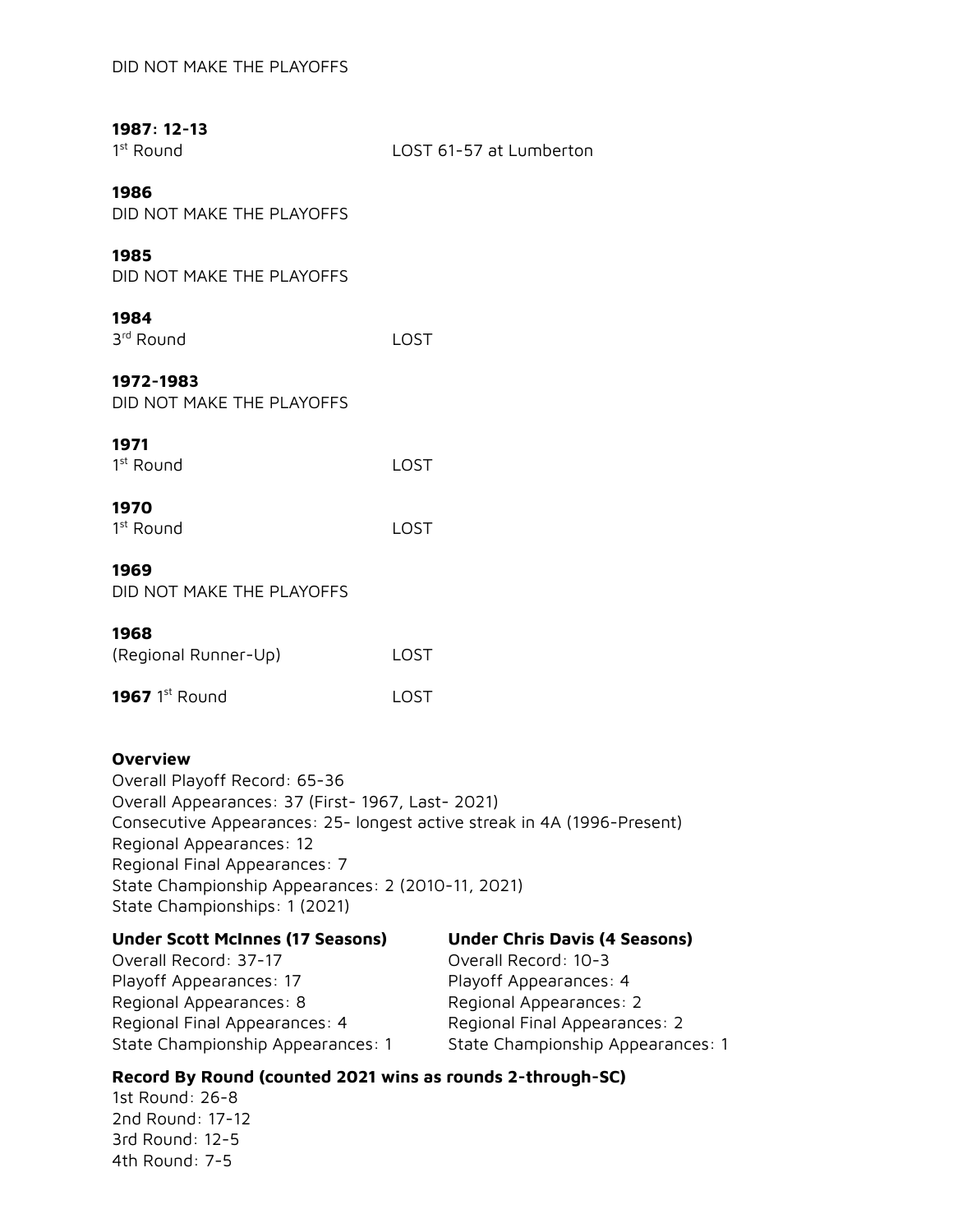DID NOT MAKE THE PLAYOFFS

**1987: 12-13**
1st Round LOST 61-57 at Lumberton

**1986**
DID NOT MAKE THE PLAYOFFS

**1985**
DID NOT MAKE THE PLAYOFFS

**1984**
3rd Round LOST

**1972-1983**
DID NOT MAKE THE PLAYOFFS

**1971**
1st Round LOST

**1970**
1st Round LOST

**1969**
DID NOT MAKE THE PLAYOFFS

**1968**
(Regional Runner-Up) LOST

**1967** 1st Round LOST

**Overview**
Overall Playoff Record: 65-36
Overall Appearances: 37 (First- 1967, Last- 2021)
Consecutive Appearances: 25- longest active streak in 4A (1996-Present)
Regional Appearances: 12
Regional Final Appearances: 7
State Championship Appearances: 2 (2010-11, 2021)
State Championships: 1 (2021)

**Under Scott McInnes (17 Seasons)**
Overall Record: 37-17
Playoff Appearances: 17
Regional Appearances: 8
Regional Final Appearances: 4
State Championship Appearances: 1

**Under Chris Davis (4 Seasons)**
Overall Record: 10-3
Playoff Appearances: 4
Regional Appearances: 2
Regional Final Appearances: 2
State Championship Appearances: 1

**Record By Round (counted 2021 wins as rounds 2-through-SC)**
1st Round: 26-8
2nd Round: 17-12
3rd Round: 12-5
4th Round: 7-5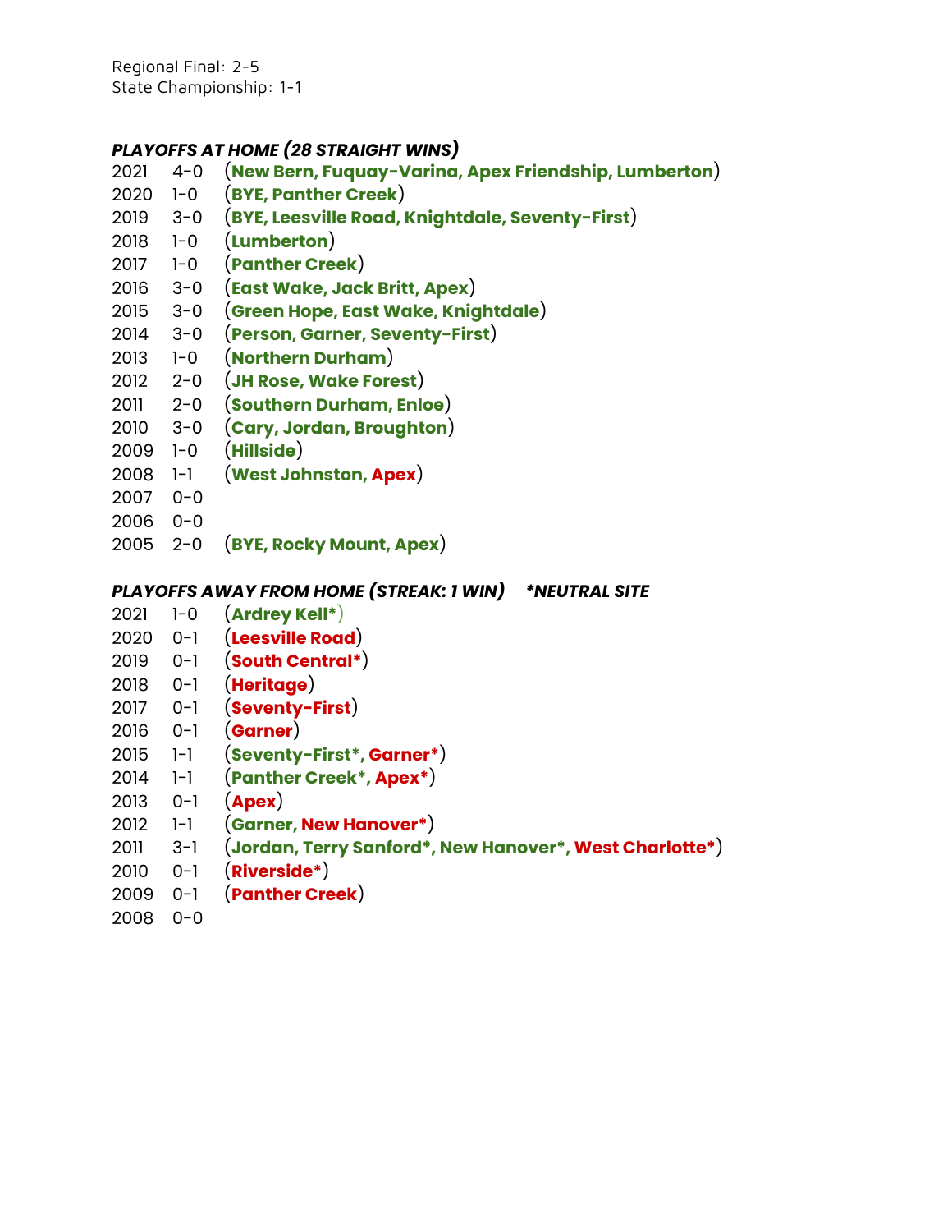Regional Final: 2-5
State Championship: 1-1

***PLAYOFFS AT HOME (28 STRAIGHT WINS)***

2021 4-0 (**New Bern, Fuquay-Varina, Apex Friendship, Lumberton**)
2020 1-0 (**BYE, Panther Creek**)
2019 3-0 (**BYE, Leesville Road, Knightdale, Seventy-First**)
2018 1-0 (**Lumberton**)
2017 1-0 (**Panther Creek**)
2016 3-0 (**East Wake, Jack Britt, Apex**)
2015 3-0 (**Green Hope, East Wake, Knightdale**)
2014 3-0 (**Person, Garner, Seventy-First**)
2013 1-0 (**Northern Durham**)
2012 2-0 (**JH Rose, Wake Forest**)
2011 2-0 (**Southern Durham, Enloe**)
2010 3-0 (**Cary, Jordan, Broughton**)
2009 1-0 (**Hillside**)
2008 1-1 (**West Johnston, Apex**)
2007 0-0
2006 0-0
2005 2-0 (**BYE, Rocky Mount, Apex**)

***PLAYOFFS AWAY FROM HOME (STREAK: 1 WIN)*** ***\*NEUTRAL SITE***

2021 1-0 (**Ardrey Kell***)
2020 0-1 (**Leesville Road**)
2019 0-1 (**South Central***)
2018 0-1 (**Heritage**)
2017 0-1 (**Seventy-First**)
2016 0-1 (**Garner**)
2015 1-1 (**Seventy-First*, Garner***)
2014 1-1 (**Panther Creek*, Apex***)
2013 0-1 (**Apex**)
2012 1-1 (**Garner, New Hanover***)
2011 3-1 (**Jordan, Terry Sanford*, New Hanover*, West Charlotte***)
2010 0-1 (**Riverside***)
2009 0-1 (**Panther Creek**)
2008 0-0